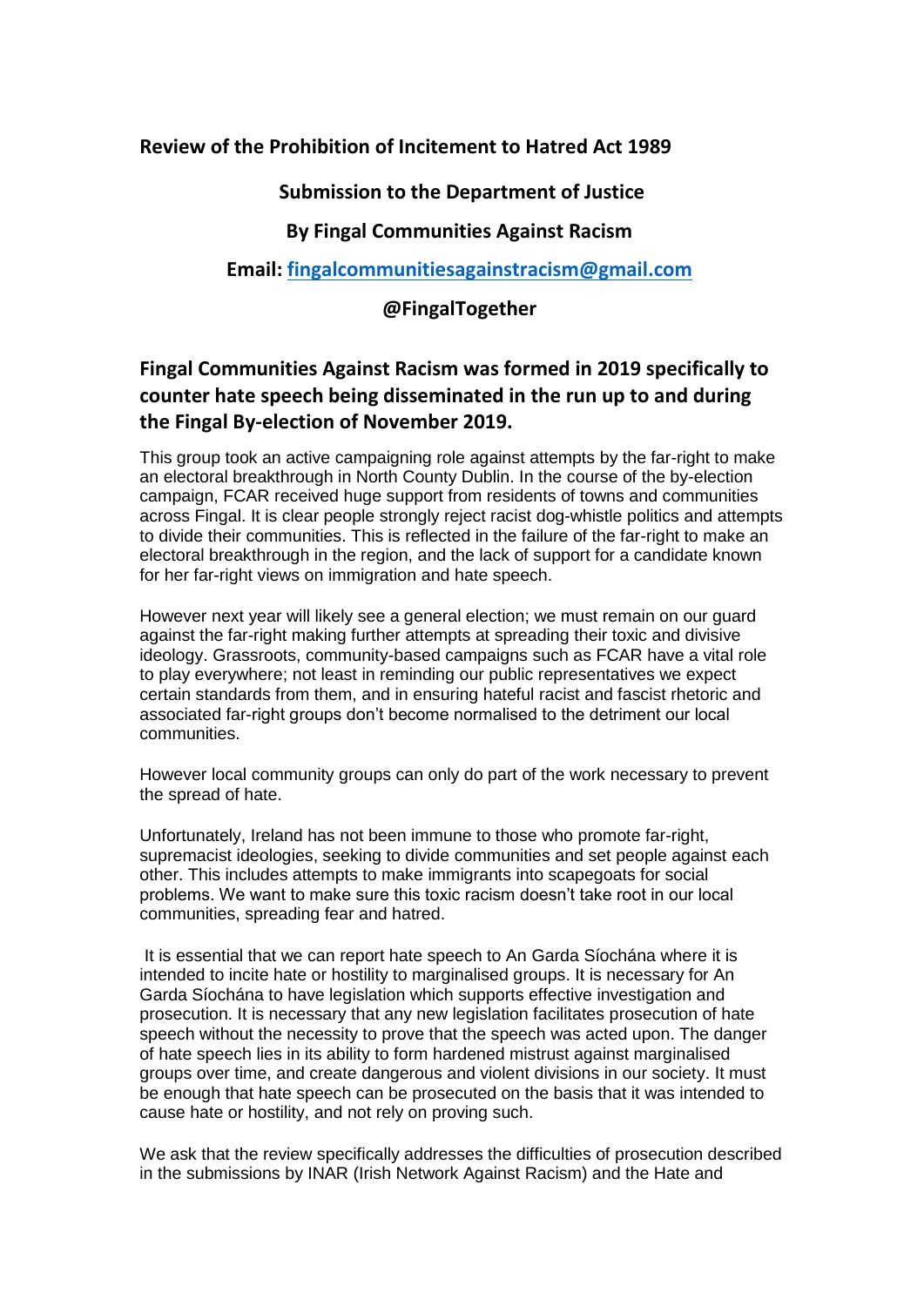**Review of the Prohibition of Incitement to Hatred Act 1989**

**Submission to the Department of Justice**

**By Fingal Communities Against Racism**

**Email: fingalcommunitiesagainstracism@gmail.com**

**@FingalTogether**

## Fingal Communities Against Racism was formed in 2019 specifically to counter hate speech being disseminated in the run up to and during the Fingal By-election of November 2019.

This group took an active campaigning role against attempts by the far-right to make an electoral breakthrough in North County Dublin. In the course of the by-election campaign, FCAR received huge support from residents of towns and communities across Fingal. It is clear people strongly reject racist dog-whistle politics and attempts to divide their communities. This is reflected in the failure of the far-right to make an electoral breakthrough in the region, and the lack of support for a candidate known for her far-right views on immigration and hate speech.

However next year will likely see a general election; we must remain on our guard against the far-right making further attempts at spreading their toxic and divisive ideology. Grassroots, community-based campaigns such as FCAR have a vital role to play everywhere; not least in reminding our public representatives we expect certain standards from them, and in ensuring hateful racist and fascist rhetoric and associated far-right groups don't become normalised to the detriment our local communities.

However local community groups can only do part of the work necessary to prevent the spread of hate.

Unfortunately, Ireland has not been immune to those who promote far-right, supremacist ideologies, seeking to divide communities and set people against each other. This includes attempts to make immigrants into scapegoats for social problems. We want to make sure this toxic racism doesn't take root in our local communities, spreading fear and hatred.

It is essential that we can report hate speech to An Garda Síochána where it is intended to incite hate or hostility to marginalised groups. It is necessary for An Garda Síochána to have legislation which supports effective investigation and prosecution. It is necessary that any new legislation facilitates prosecution of hate speech without the necessity to prove that the speech was acted upon. The danger of hate speech lies in its ability to form hardened mistrust against marginalised groups over time, and create dangerous and violent divisions in our society. It must be enough that hate speech can be prosecuted on the basis that it was intended to cause hate or hostility, and not rely on proving such.

We ask that the review specifically addresses the difficulties of prosecution described in the submissions by INAR (Irish Network Against Racism) and the Hate and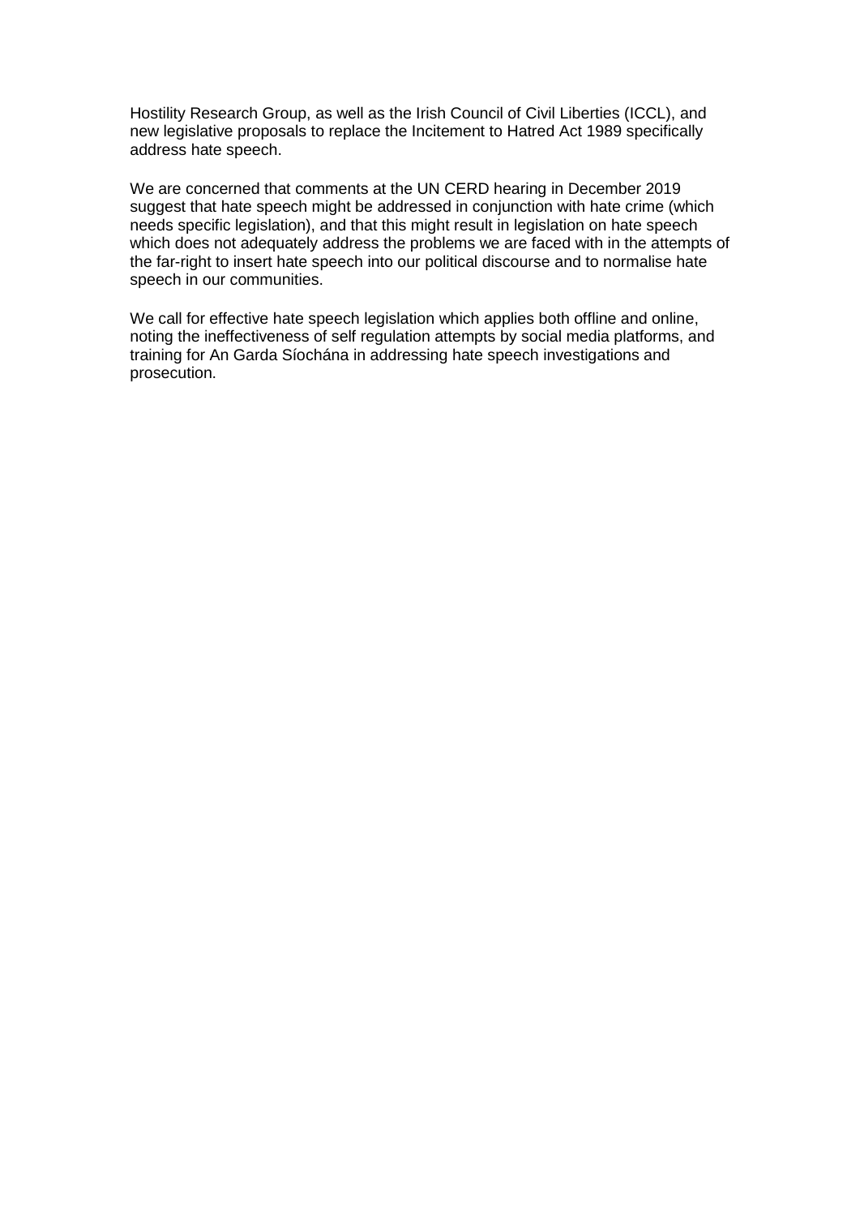Hostility Research Group, as well as the Irish Council of Civil Liberties (ICCL), and new legislative proposals to replace the Incitement to Hatred Act 1989 specifically address hate speech.

We are concerned that comments at the UN CERD hearing in December 2019 suggest that hate speech might be addressed in conjunction with hate crime (which needs specific legislation), and that this might result in legislation on hate speech which does not adequately address the problems we are faced with in the attempts of the far-right to insert hate speech into our political discourse and to normalise hate speech in our communities.

We call for effective hate speech legislation which applies both offline and online, noting the ineffectiveness of self regulation attempts by social media platforms, and training for An Garda Síochána in addressing hate speech investigations and prosecution.